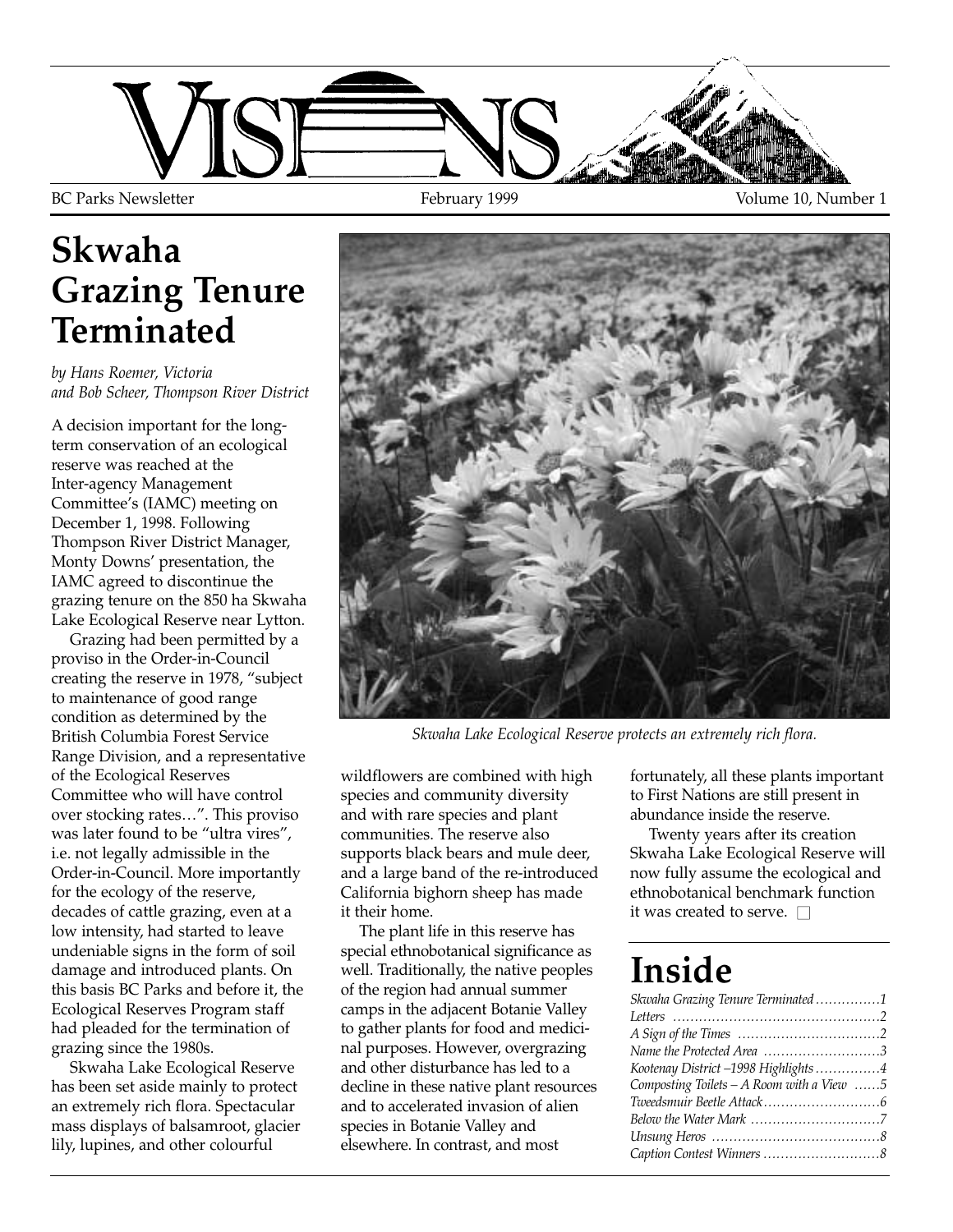# VISIONS

BC Parks Newsletter — February 1999 — Volume 10, Number 1

# Skwaha Grazing Tenure Terminated

*by Hans Roemer, Victoria and Bob Scheer, Thompson River District*

A decision important for the long-term conservation of an ecological reserve was reached at the Inter-agency Management Committee's (IAMC) meeting on December 1, 1998. Following Thompson River District Manager, Monty Downs' presentation, the IAMC agreed to discontinue the grazing tenure on the 850 ha Skwaha Lake Ecological Reserve near Lytton.

Grazing had been permitted by a proviso in the Order-in-Council creating the reserve in 1978, "subject to maintenance of good range condition as determined by the British Columbia Forest Service Range Division, and a representative of the Ecological Reserves Committee who will have control over stocking rates…". This proviso was later found to be "ultra vires", i.e. not legally admissible in the Order-in-Council. More importantly for the ecology of the reserve, decades of cattle grazing, even at a low intensity, had started to leave undeniable signs in the form of soil damage and introduced plants. On this basis BC Parks and before it, the Ecological Reserves Program staff had pleaded for the termination of grazing since the 1980s.

Skwaha Lake Ecological Reserve has been set aside mainly to protect an extremely rich flora. Spectacular mass displays of balsamroot, glacier lily, lupines, and other colourful wildflowers are combined with high species and community diversity and with rare species and plant communities. The reserve also supports black bears and mule deer, and a large band of the re-introduced California bighorn sheep has made it their home.

*Skwaha Lake Ecological Reserve protects an extremely rich flora.*

The plant life in this reserve has special ethnobotanical significance as well. Traditionally, the native peoples of the region had annual summer camps in the adjacent Botanie Valley to gather plants for food and medicinal purposes. However, overgrazing and other disturbance has led to a decline in these native plant resources and to accelerated invasion of alien species in Botanie Valley and elsewhere. In contrast, and most fortunately, all these plants important to First Nations are still present in abundance inside the reserve.

Twenty years after its creation Skwaha Lake Ecological Reserve will now fully assume the ecological and ethnobotanical benchmark function it was created to serve. □

# Inside

- *Skwaha Grazing Tenure Terminated* ……………1
- *Letters* ……………2
- *A Sign of the Times* ……………2
- *Name the Protected Area* ……………3
- *Kootenay District –1998 Highlights* ……………4
- *Composting Toilets – A Room with a View* ……5
- *Tweedsmuir Beetle Attack* ……………6
- *Below the Water Mark* ……………7
- *Unsung Heros* ……………8
- *Caption Contest Winners* ……………8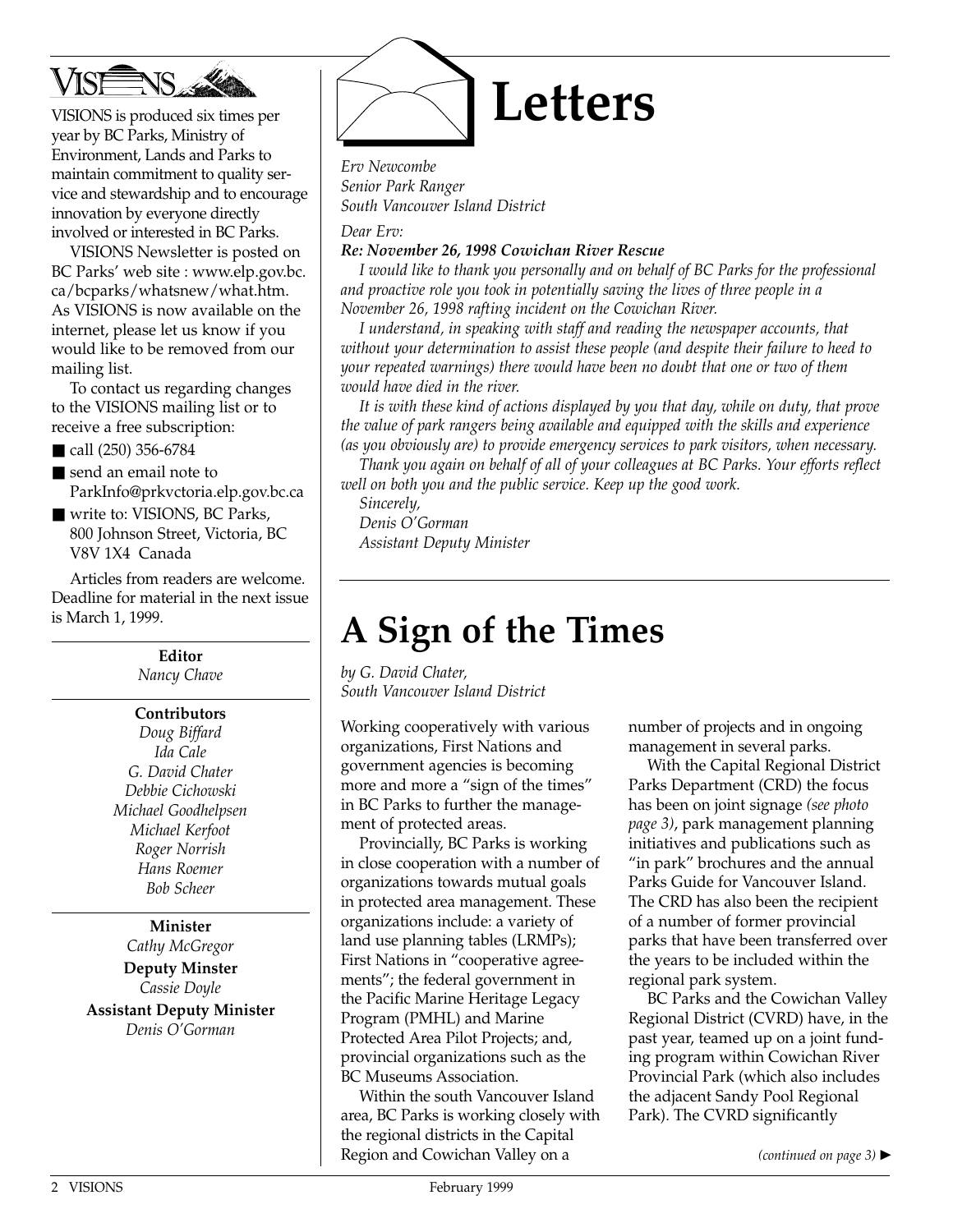VISIONS is produced six times per year by BC Parks, Ministry of Environment, Lands and Parks to maintain commitment to quality service and stewardship and to encourage innovation by everyone directly involved or interested in BC Parks.

VISIONS Newsletter is posted on BC Parks' web site : www.elp.gov.bc.ca/bcparks/whatsnew/what.htm. As VISIONS is now available on the internet, please let us know if you would like to be removed from our mailing list.

To contact us regarding changes to the VISIONS mailing list or to receive a free subscription:

- call (250) 356-6784
- send an email note to ParkInfo@prkvctoria.elp.gov.bc.ca
- write to: VISIONS, BC Parks, 800 Johnson Street, Victoria, BC V8V 1X4 Canada

Articles from readers are welcome. Deadline for material in the next issue is March 1, 1999.

**Editor**
*Nancy Chave*

**Contributors**
*Doug Biffard*
*Ida Cale*
*G. David Chater*
*Debbie Cichowski*
*Michael Goodhelpsen*
*Michael Kerfoot*
*Roger Norrish*
*Hans Roemer*
*Bob Scheer*

**Minister**
*Cathy McGregor*

**Deputy Minster**
*Cassie Doyle*

**Assistant Deputy Minister**
*Denis O'Gorman*

# Letters

*Erv Newcombe*
*Senior Park Ranger*
*South Vancouver Island District*

*Dear Erv:*

***Re: November 26, 1998 Cowichan River Rescue***

*I would like to thank you personally and on behalf of BC Parks for the professional and proactive role you took in potentially saving the lives of three people in a November 26, 1998 rafting incident on the Cowichan River.*

*I understand, in speaking with staff and reading the newspaper accounts, that without your determination to assist these people (and despite their failure to heed to your repeated warnings) there would have been no doubt that one or two of them would have died in the river.*

*It is with these kind of actions displayed by you that day, while on duty, that prove the value of park rangers being available and equipped with the skills and experience (as you obviously are) to provide emergency services to park visitors, when necessary.*

*Thank you again on behalf of all of your colleagues at BC Parks. Your efforts reflect well on both you and the public service. Keep up the good work.*

*Sincerely,*
*Denis O'Gorman*
*Assistant Deputy Minister*

# A Sign of the Times

*by G. David Chater,*
*South Vancouver Island District*

Working cooperatively with various organizations, First Nations and government agencies is becoming more and more a "sign of the times" in BC Parks to further the management of protected areas.

Provincially, BC Parks is working in close cooperation with a number of organizations towards mutual goals in protected area management. These organizations include: a variety of land use planning tables (LRMPs); First Nations in "cooperative agreements"; the federal government in the Pacific Marine Heritage Legacy Program (PMHL) and Marine Protected Area Pilot Projects; and, provincial organizations such as the BC Museums Association.

Within the south Vancouver Island area, BC Parks is working closely with the regional districts in the Capital Region and Cowichan Valley on a number of projects and in ongoing management in several parks.

With the Capital Regional District Parks Department (CRD) the focus has been on joint signage *(see photo page 3)*, park management planning initiatives and publications such as "in park" brochures and the annual Parks Guide for Vancouver Island. The CRD has also been the recipient of a number of former provincial parks that have been transferred over the years to be included within the regional park system.

BC Parks and the Cowichan Valley Regional District (CVRD) have, in the past year, teamed up on a joint funding program within Cowichan River Provincial Park (which also includes the adjacent Sandy Pool Regional Park). The CVRD significantly

*(continued on page 3)* ►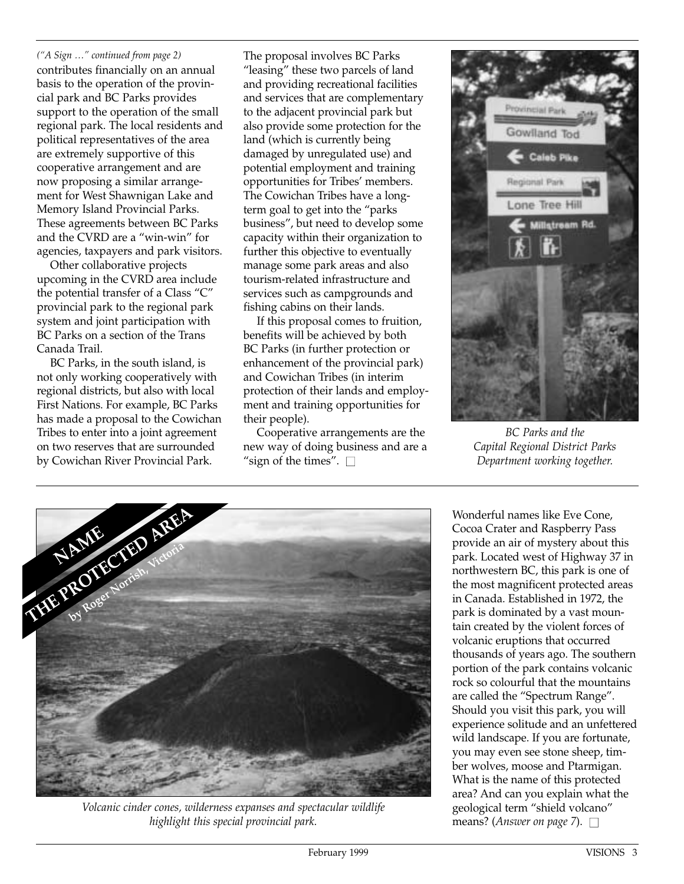*("A Sign …" continued from page 2)*

contributes financially on an annual basis to the operation of the provincial park and BC Parks provides support to the operation of the small regional park. The local residents and political representatives of the area are extremely supportive of this cooperative arrangement and are now proposing a similar arrangement for West Shawnigan Lake and Memory Island Provincial Parks. These agreements between BC Parks and the CVRD are a "win-win" for agencies, taxpayers and park visitors.

Other collaborative projects upcoming in the CVRD area include the potential transfer of a Class "C" provincial park to the regional park system and joint participation with BC Parks on a section of the Trans Canada Trail.

BC Parks, in the south island, is not only working cooperatively with regional districts, but also with local First Nations. For example, BC Parks has made a proposal to the Cowichan Tribes to enter into a joint agreement on two reserves that are surrounded by Cowichan River Provincial Park. The proposal involves BC Parks "leasing" these two parcels of land and providing recreational facilities and services that are complementary to the adjacent provincial park but also provide some protection for the land (which is currently being damaged by unregulated use) and potential employment and training opportunities for Tribes' members. The Cowichan Tribes have a long-term goal to get into the "parks business", but need to develop some capacity within their organization to further this objective to eventually manage some park areas and also tourism-related infrastructure and services such as campgrounds and fishing cabins on their lands.

If this proposal comes to fruition, benefits will be achieved by both BC Parks (in further protection or enhancement of the provincial park) and Cowichan Tribes (in interim protection of their lands and employment and training opportunities for their people).

Cooperative arrangements are the new way of doing business and are a "sign of the times". ☐

*BC Parks and the Capital Regional District Parks Department working together.*

## NAME THE PROTECTED AREA

**by Roger Norrish, Victoria**

*Volcanic cinder cones, wilderness expanses and spectacular wildlife highlight this special provincial park.*

Wonderful names like Eve Cone, Cocoa Crater and Raspberry Pass provide an air of mystery about this park. Located west of Highway 37 in northwestern BC, this park is one of the most magnificent protected areas in Canada. Established in 1972, the park is dominated by a vast mountain created by the violent forces of volcanic eruptions that occurred thousands of years ago. The southern portion of the park contains volcanic rock so colourful that the mountains are called the "Spectrum Range". Should you visit this park, you will experience solitude and an unfettered wild landscape. If you are fortunate, you may even see stone sheep, timber wolves, moose and Ptarmigan. What is the name of this protected area? And can you explain what the geological term "shield volcano" means? (*Answer on page 7*). ☐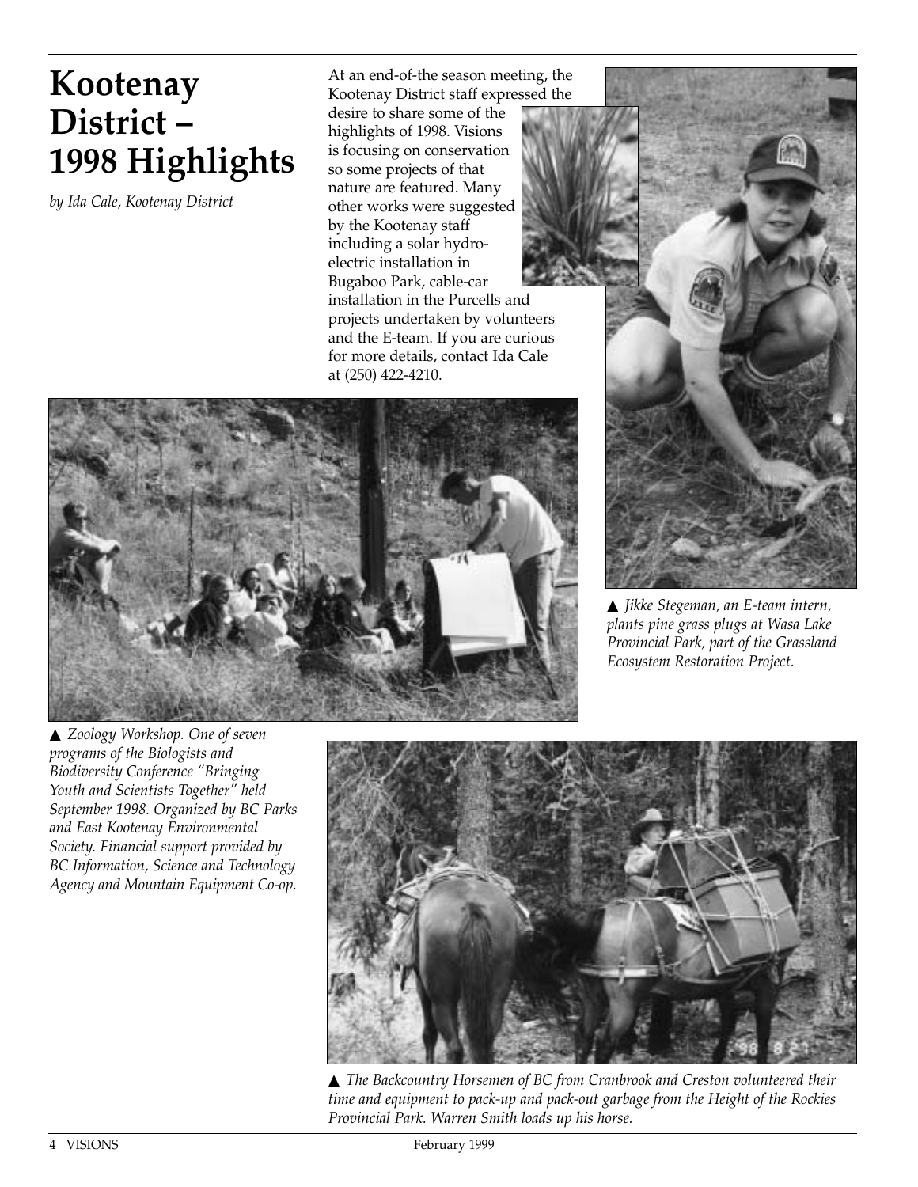# Kootenay District – 1998 Highlights

*by Ida Cale, Kootenay District*

At an end-of-the season meeting, the Kootenay District staff expressed the desire to share some of the highlights of 1998. Visions is focusing on conservation so some projects of that nature are featured. Many other works were suggested by the Kootenay staff including a solar hydro-electric installation in Bugaboo Park, cable-car installation in the Purcells and projects undertaken by volunteers and the E-team. If you are curious for more details, contact Ida Cale at (250) 422-4210.

▲ *Jikke Stegeman, an E-team intern, plants pine grass plugs at Wasa Lake Provincial Park, part of the Grassland Ecosystem Restoration Project.*

▲ *Zoology Workshop. One of seven programs of the Biologists and Biodiversity Conference "Bringing Youth and Scientists Together" held September 1998. Organized by BC Parks and East Kootenay Environmental Society. Financial support provided by BC Information, Science and Technology Agency and Mountain Equipment Co-op.*

▲ *The Backcountry Horsemen of BC from Cranbrook and Creston volunteered their time and equipment to pack-up and pack-out garbage from the Height of the Rockies Provincial Park. Warren Smith loads up his horse.*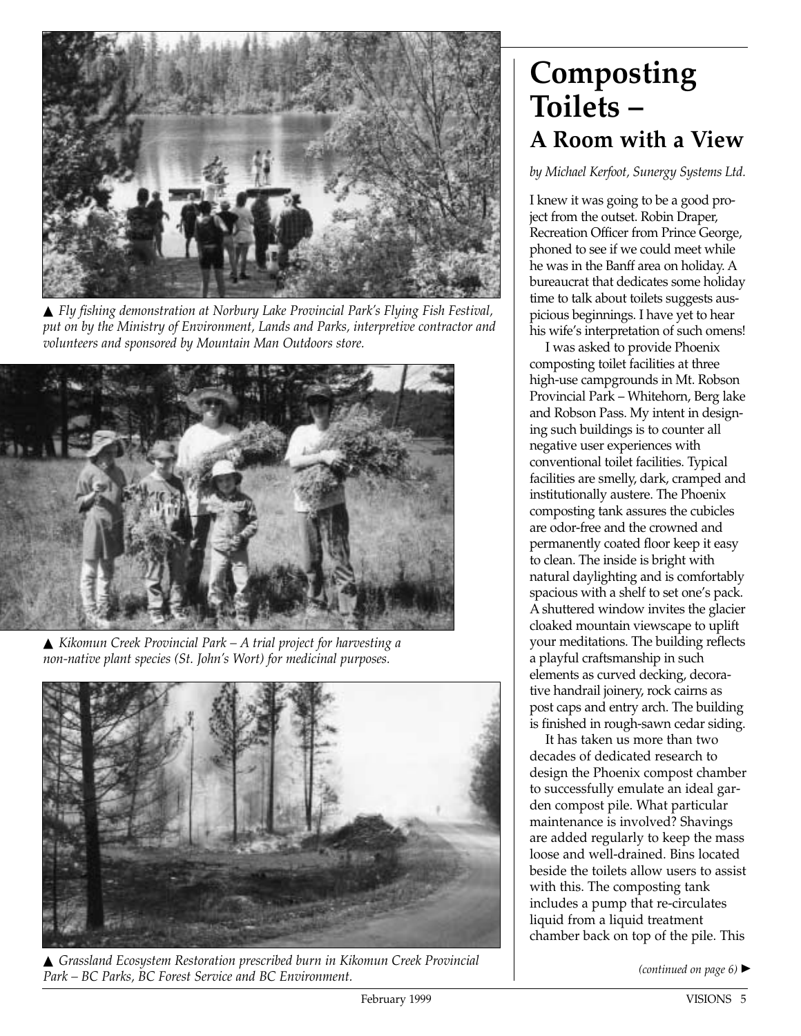▲ *Fly fishing demonstration at Norbury Lake Provincial Park's Flying Fish Festival, put on by the Ministry of Environment, Lands and Parks, interpretive contractor and volunteers and sponsored by Mountain Man Outdoors store.*

▲ *Kikomun Creek Provincial Park – A trial project for harvesting a non-native plant species (St. John's Wort) for medicinal purposes.*

▲ *Grassland Ecosystem Restoration prescribed burn in Kikomun Creek Provincial Park – BC Parks, BC Forest Service and BC Environment.*

# Composting Toilets –
## A Room with a View

*by Michael Kerfoot, Sunergy Systems Ltd.*

I knew it was going to be a good project from the outset. Robin Draper, Recreation Officer from Prince George, phoned to see if we could meet while he was in the Banff area on holiday. A bureaucrat that dedicates some holiday time to talk about toilets suggests auspicious beginnings. I have yet to hear his wife's interpretation of such omens!

I was asked to provide Phoenix composting toilet facilities at three high-use campgrounds in Mt. Robson Provincial Park – Whitehorn, Berg lake and Robson Pass. My intent in designing such buildings is to counter all negative user experiences with conventional toilet facilities. Typical facilities are smelly, dark, cramped and institutionally austere. The Phoenix composting tank assures the cubicles are odor-free and the crowned and permanently coated floor keep it easy to clean. The inside is bright with natural daylighting and is comfortably spacious with a shelf to set one's pack. A shuttered window invites the glacier cloaked mountain viewscape to uplift your meditations. The building reflects a playful craftsmanship in such elements as curved decking, decorative handrail joinery, rock cairns as post caps and entry arch. The building is finished in rough-sawn cedar siding.

It has taken us more than two decades of dedicated research to design the Phoenix compost chamber to successfully emulate an ideal garden compost pile. What particular maintenance is involved? Shavings are added regularly to keep the mass loose and well-drained. Bins located beside the toilets allow users to assist with this. The composting tank includes a pump that re-circulates liquid from a liquid treatment chamber back on top of the pile. This

*(continued on page 6)* ►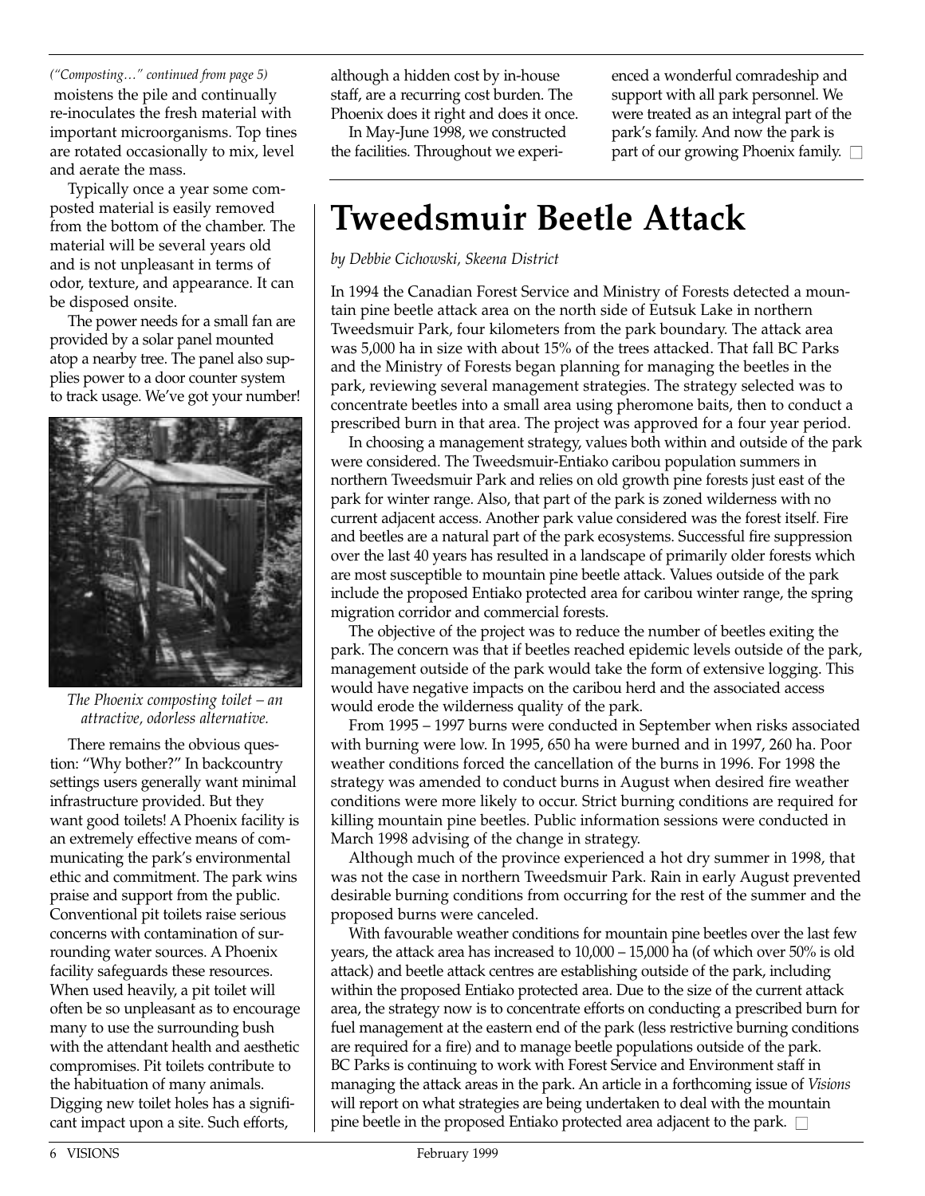*("Composting…" continued from page 5)*

moistens the pile and continually re-inoculates the fresh material with important microorganisms. Top tines are rotated occasionally to mix, level and aerate the mass.

Typically once a year some composted material is easily removed from the bottom of the chamber. The material will be several years old and is not unpleasant in terms of odor, texture, and appearance. It can be disposed onsite.

The power needs for a small fan are provided by a solar panel mounted atop a nearby tree. The panel also supplies power to a door counter system to track usage. We've got your number!

*The Phoenix composting toilet – an attractive, odorless alternative.*

There remains the obvious question: "Why bother?" In backcountry settings users generally want minimal infrastructure provided. But they want good toilets! A Phoenix facility is an extremely effective means of communicating the park's environmental ethic and commitment. The park wins praise and support from the public. Conventional pit toilets raise serious concerns with contamination of surrounding water sources. A Phoenix facility safeguards these resources. When used heavily, a pit toilet will often be so unpleasant as to encourage many to use the surrounding bush with the attendant health and aesthetic compromises. Pit toilets contribute to the habituation of many animals. Digging new toilet holes has a significant impact upon a site. Such efforts, although a hidden cost by in-house staff, are a recurring cost burden. The Phoenix does it right and does it once.

In May-June 1998, we constructed the facilities. Throughout we experienced a wonderful comradeship and support with all park personnel. We were treated as an integral part of the park's family. And now the park is part of our growing Phoenix family. □

# Tweedsmuir Beetle Attack

*by Debbie Cichowski, Skeena District*

In 1994 the Canadian Forest Service and Ministry of Forests detected a mountain pine beetle attack area on the north side of Eutsuk Lake in northern Tweedsmuir Park, four kilometers from the park boundary. The attack area was 5,000 ha in size with about 15% of the trees attacked. That fall BC Parks and the Ministry of Forests began planning for managing the beetles in the park, reviewing several management strategies. The strategy selected was to concentrate beetles into a small area using pheromone baits, then to conduct a prescribed burn in that area. The project was approved for a four year period.

In choosing a management strategy, values both within and outside of the park were considered. The Tweedsmuir-Entiako caribou population summers in northern Tweedsmuir Park and relies on old growth pine forests just east of the park for winter range. Also, that part of the park is zoned wilderness with no current adjacent access. Another park value considered was the forest itself. Fire and beetles are a natural part of the park ecosystems. Successful fire suppression over the last 40 years has resulted in a landscape of primarily older forests which are most susceptible to mountain pine beetle attack. Values outside of the park include the proposed Entiako protected area for caribou winter range, the spring migration corridor and commercial forests.

The objective of the project was to reduce the number of beetles exiting the park. The concern was that if beetles reached epidemic levels outside of the park, management outside of the park would take the form of extensive logging. This would have negative impacts on the caribou herd and the associated access would erode the wilderness quality of the park.

From 1995 – 1997 burns were conducted in September when risks associated with burning were low. In 1995, 650 ha were burned and in 1997, 260 ha. Poor weather conditions forced the cancellation of the burns in 1996. For 1998 the strategy was amended to conduct burns in August when desired fire weather conditions were more likely to occur. Strict burning conditions are required for killing mountain pine beetles. Public information sessions were conducted in March 1998 advising of the change in strategy.

Although much of the province experienced a hot dry summer in 1998, that was not the case in northern Tweedsmuir Park. Rain in early August prevented desirable burning conditions from occurring for the rest of the summer and the proposed burns were canceled.

With favourable weather conditions for mountain pine beetles over the last few years, the attack area has increased to 10,000 – 15,000 ha (of which over 50% is old attack) and beetle attack centres are establishing outside of the park, including within the proposed Entiako protected area. Due to the size of the current attack area, the strategy now is to concentrate efforts on conducting a prescribed burn for fuel management at the eastern end of the park (less restrictive burning conditions are required for a fire) and to manage beetle populations outside of the park. BC Parks is continuing to work with Forest Service and Environment staff in managing the attack areas in the park. An article in a forthcoming issue of *Visions* will report on what strategies are being undertaken to deal with the mountain pine beetle in the proposed Entiako protected area adjacent to the park. □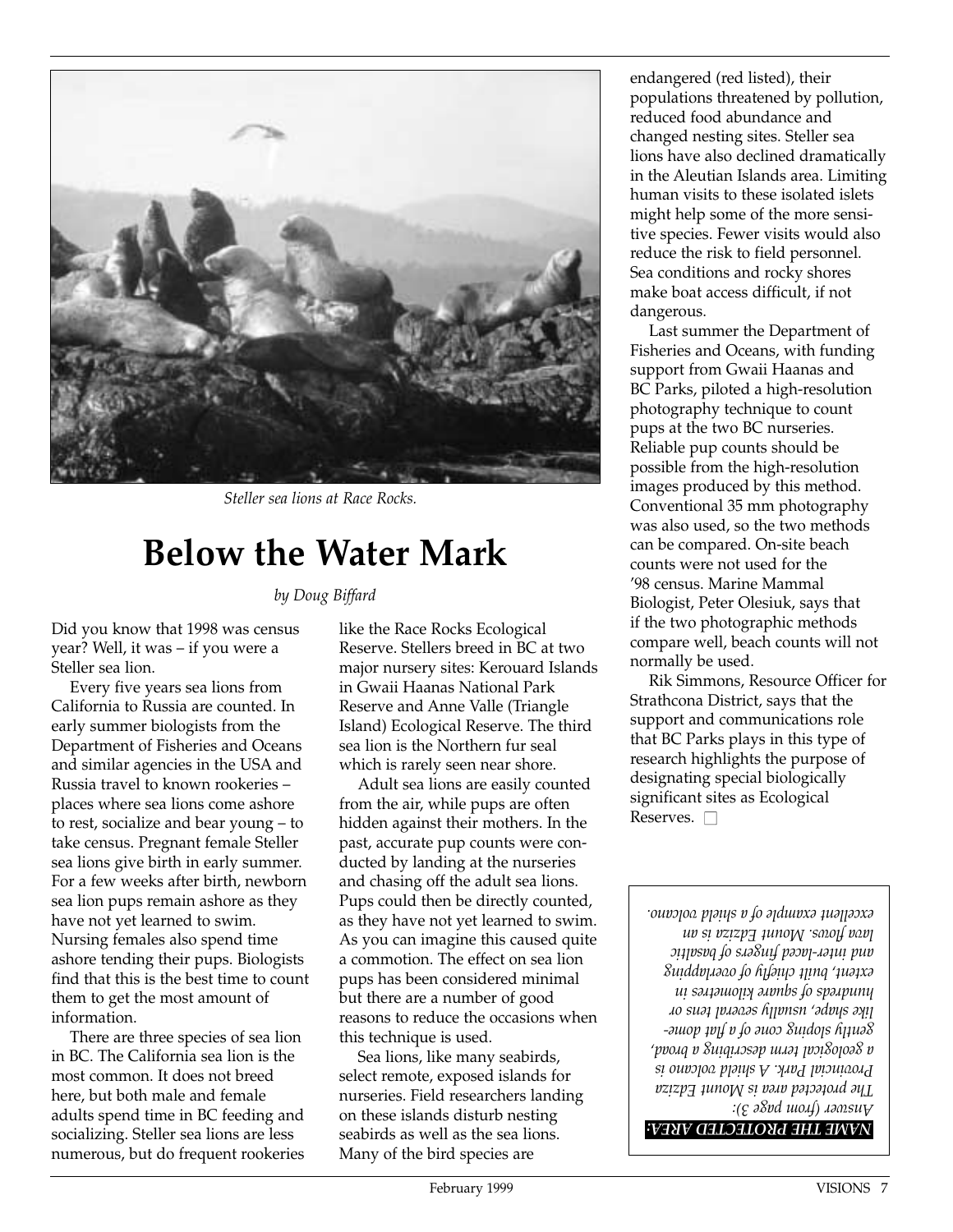*Steller sea lions at Race Rocks.*

# Below the Water Mark

*by Doug Biffard*

Did you know that 1998 was census year? Well, it was – if you were a Steller sea lion.

Every five years sea lions from California to Russia are counted. In early summer biologists from the Department of Fisheries and Oceans and similar agencies in the USA and Russia travel to known rookeries – places where sea lions come ashore to rest, socialize and bear young – to take census. Pregnant female Steller sea lions give birth in early summer. For a few weeks after birth, newborn sea lion pups remain ashore as they have not yet learned to swim. Nursing females also spend time ashore tending their pups. Biologists find that this is the best time to count them to get the most amount of information.

There are three species of sea lion in BC. The California sea lion is the most common. It does not breed here, but both male and female adults spend time in BC feeding and socializing. Steller sea lions are less numerous, but do frequent rookeries like the Race Rocks Ecological Reserve. Stellers breed in BC at two major nursery sites: Kerouard Islands in Gwaii Haanas National Park Reserve and Anne Valle (Triangle Island) Ecological Reserve. The third sea lion is the Northern fur seal which is rarely seen near shore.

Adult sea lions are easily counted from the air, while pups are often hidden against their mothers. In the past, accurate pup counts were conducted by landing at the nurseries and chasing off the adult sea lions. Pups could then be directly counted, as they have not yet learned to swim. As you can imagine this caused quite a commotion. The effect on sea lion pups has been considered minimal but there are a number of good reasons to reduce the occasions when this technique is used.

Sea lions, like many seabirds, select remote, exposed islands for nurseries. Field researchers landing on these islands disturb nesting seabirds as well as the sea lions. Many of the bird species are endangered (red listed), their populations threatened by pollution, reduced food abundance and changed nesting sites. Steller sea lions have also declined dramatically in the Aleutian Islands area. Limiting human visits to these isolated islets might help some of the more sensitive species. Fewer visits would also reduce the risk to field personnel. Sea conditions and rocky shores make boat access difficult, if not dangerous.

Last summer the Department of Fisheries and Oceans, with funding support from Gwaii Haanas and BC Parks, piloted a high-resolution photography technique to count pups at the two BC nurseries. Reliable pup counts should be possible from the high-resolution images produced by this method. Conventional 35 mm photography was also used, so the two methods can be compared. On-site beach counts were not used for the '98 census. Marine Mammal Biologist, Peter Olesiuk, says that if the two photographic methods compare well, beach counts will not normally be used.

Rik Simmons, Resource Officer for Strathcona District, says that the support and communications role that BC Parks plays in this type of research highlights the purpose of designating special biologically significant sites as Ecological Reserves. □

**NAME THE PROTECTED AREA:**

*Answer (from page 3):*
*The protected area is Mount Edziza Provincial Park. A shield volcano is a geological term describing a broad, gently sloping cone of a flat dome-like shape, usually several tens or hundreds of square kilometres in extent, built chiefly of overlapping and inter-laced fingers of basaltic lava flows. Mount Edziza is an excellent example of a shield volcano.*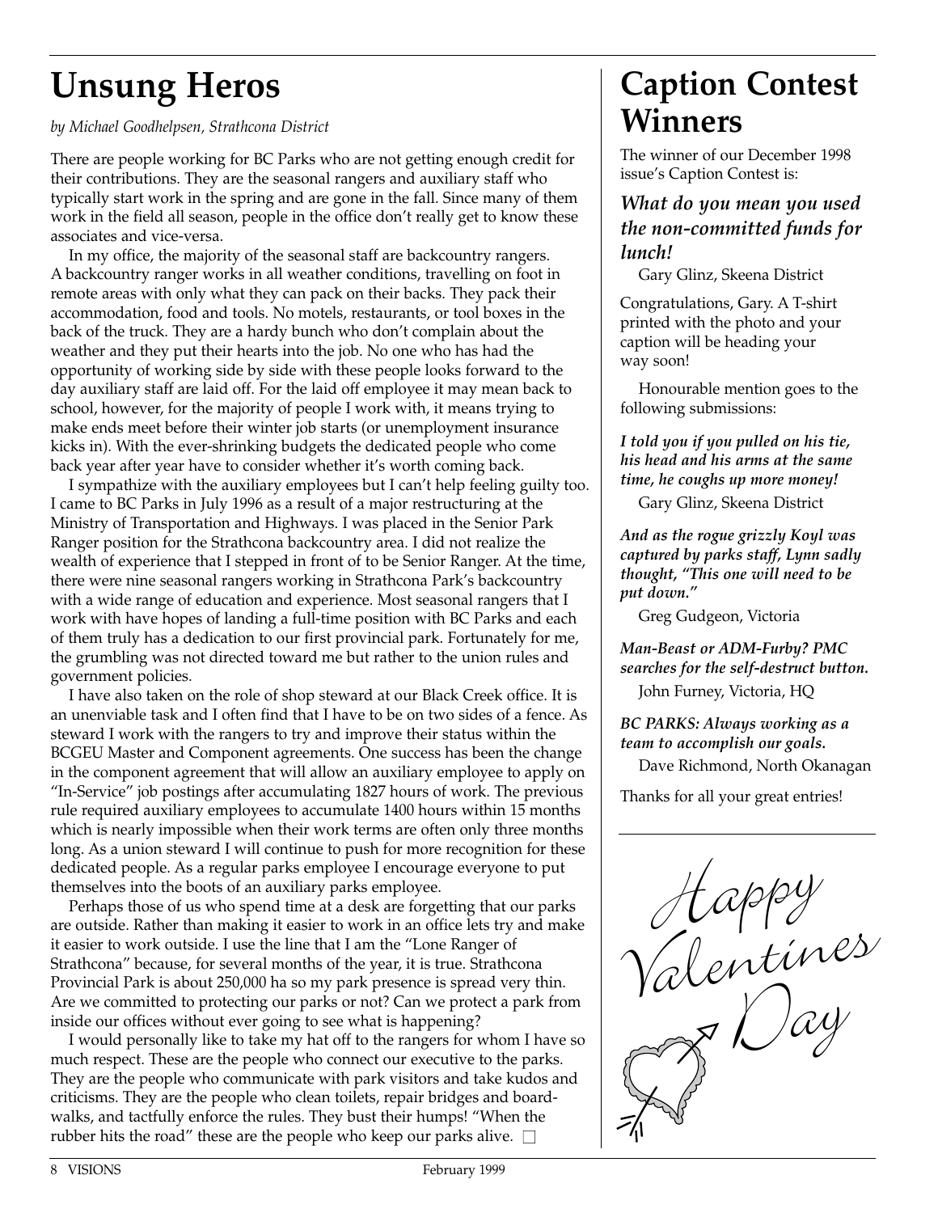# Unsung Heros

*by Michael Goodhelpsen, Strathcona District*

There are people working for BC Parks who are not getting enough credit for their contributions. They are the seasonal rangers and auxiliary staff who typically start work in the spring and are gone in the fall. Since many of them work in the field all season, people in the office don't really get to know these associates and vice-versa.

In my office, the majority of the seasonal staff are backcountry rangers. A backcountry ranger works in all weather conditions, travelling on foot in remote areas with only what they can pack on their backs. They pack their accommodation, food and tools. No motels, restaurants, or tool boxes in the back of the truck. They are a hardy bunch who don't complain about the weather and they put their hearts into the job. No one who has had the opportunity of working side by side with these people looks forward to the day auxiliary staff are laid off. For the laid off employee it may mean back to school, however, for the majority of people I work with, it means trying to make ends meet before their winter job starts (or unemployment insurance kicks in). With the ever-shrinking budgets the dedicated people who come back year after year have to consider whether it's worth coming back.

I sympathize with the auxiliary employees but I can't help feeling guilty too. I came to BC Parks in July 1996 as a result of a major restructuring at the Ministry of Transportation and Highways. I was placed in the Senior Park Ranger position for the Strathcona backcountry area. I did not realize the wealth of experience that I stepped in front of to be Senior Ranger. At the time, there were nine seasonal rangers working in Strathcona Park's backcountry with a wide range of education and experience. Most seasonal rangers that I work with have hopes of landing a full-time position with BC Parks and each of them truly has a dedication to our first provincial park. Fortunately for me, the grumbling was not directed toward me but rather to the union rules and government policies.

I have also taken on the role of shop steward at our Black Creek office. It is an unenviable task and I often find that I have to be on two sides of a fence. As steward I work with the rangers to try and improve their status within the BCGEU Master and Component agreements. One success has been the change in the component agreement that will allow an auxiliary employee to apply on "In-Service" job postings after accumulating 1827 hours of work. The previous rule required auxiliary employees to accumulate 1400 hours within 15 months which is nearly impossible when their work terms are often only three months long. As a union steward I will continue to push for more recognition for these dedicated people. As a regular parks employee I encourage everyone to put themselves into the boots of an auxiliary parks employee.

Perhaps those of us who spend time at a desk are forgetting that our parks are outside. Rather than making it easier to work in an office lets try and make it easier to work outside. I use the line that I am the "Lone Ranger of Strathcona" because, for several months of the year, it is true. Strathcona Provincial Park is about 250,000 ha so my park presence is spread very thin. Are we committed to protecting our parks or not? Can we protect a park from inside our offices without ever going to see what is happening?

I would personally like to take my hat off to the rangers for whom I have so much respect. These are the people who connect our executive to the parks. They are the people who communicate with park visitors and take kudos and criticisms. They are the people who clean toilets, repair bridges and boardwalks, and tactfully enforce the rules. They bust their humps! "When the rubber hits the road" these are the people who keep our parks alive. □

# Caption Contest Winners

The winner of our December 1998 issue's Caption Contest is:

***What do you mean you used the non-committed funds for lunch!***

Gary Glinz, Skeena District

Congratulations, Gary. A T-shirt printed with the photo and your caption will be heading your way soon!

Honourable mention goes to the following submissions:

***I told you if you pulled on his tie, his head and his arms at the same time, he coughs up more money!***

Gary Glinz, Skeena District

***And as the rogue grizzly Koyl was captured by parks staff, Lynn sadly thought, "This one will need to be put down."***

Greg Gudgeon, Victoria

***Man-Beast or ADM-Furby? PMC searches for the self-destruct button.***

John Furney, Victoria, HQ

***BC PARKS: Always working as a team to accomplish our goals.***

Dave Richmond, North Okanagan

Thanks for all your great entries!

*Happy Valentines Day*